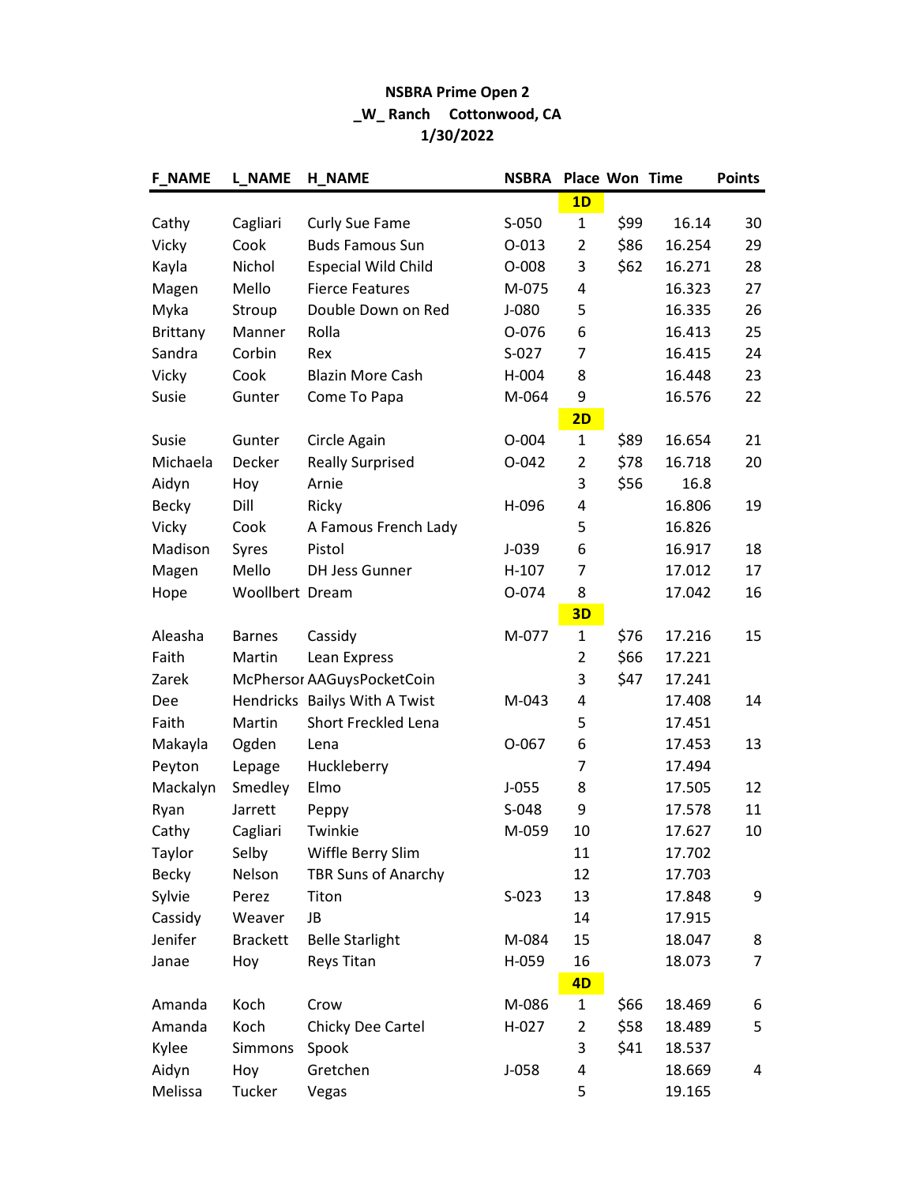# NSBRA Prime Open 2

**_W_ Ranch Cottonwood, CA**

**1/30/2022**

| F_NAME | L_NAME | H_NAME | NSBRA | Place | Won | Time | Points |
|---|---|---|---|---|---|---|---|
| | | | | **1D** | | | |
| Cathy | Cagliari | Curly Sue Fame | S-050 | 1 | $99 | 16.14 | 30 |
| Vicky | Cook | Buds Famous Sun | O-013 | 2 | $86 | 16.254 | 29 |
| Kayla | Nichol | Especial Wild Child | O-008 | 3 | $62 | 16.271 | 28 |
| Magen | Mello | Fierce Features | M-075 | 4 | | 16.323 | 27 |
| Myka | Stroup | Double Down on Red | J-080 | 5 | | 16.335 | 26 |
| Brittany | Manner | Rolla | O-076 | 6 | | 16.413 | 25 |
| Sandra | Corbin | Rex | S-027 | 7 | | 16.415 | 24 |
| Vicky | Cook | Blazin More Cash | H-004 | 8 | | 16.448 | 23 |
| Susie | Gunter | Come To Papa | M-064 | 9 | | 16.576 | 22 |
| | | | | **2D** | | | |
| Susie | Gunter | Circle Again | O-004 | 1 | $89 | 16.654 | 21 |
| Michaela | Decker | Really Surprised | O-042 | 2 | $78 | 16.718 | 20 |
| Aidyn | Hoy | Arnie | | 3 | $56 | 16.8 | |
| Becky | Dill | Ricky | H-096 | 4 | | 16.806 | 19 |
| Vicky | Cook | A Famous French Lady | | 5 | | 16.826 | |
| Madison | Syres | Pistol | J-039 | 6 | | 16.917 | 18 |
| Magen | Mello | DH Jess Gunner | H-107 | 7 | | 17.012 | 17 |
| Hope | Woollbert | Dream | O-074 | 8 | | 17.042 | 16 |
| | | | | **3D** | | | |
| Aleasha | Barnes | Cassidy | M-077 | 1 | $76 | 17.216 | 15 |
| Faith | Martin | Lean Express | | 2 | $66 | 17.221 | |
| Zarek | McPhersor | AAGuysPocketCoin | | 3 | $47 | 17.241 | |
| Dee | Hendricks | Bailys With A Twist | M-043 | 4 | | 17.408 | 14 |
| Faith | Martin | Short Freckled Lena | | 5 | | 17.451 | |
| Makayla | Ogden | Lena | O-067 | 6 | | 17.453 | 13 |
| Peyton | Lepage | Huckleberry | | 7 | | 17.494 | |
| Mackalyn | Smedley | Elmo | J-055 | 8 | | 17.505 | 12 |
| Ryan | Jarrett | Peppy | S-048 | 9 | | 17.578 | 11 |
| Cathy | Cagliari | Twinkie | M-059 | 10 | | 17.627 | 10 |
| Taylor | Selby | Wiffle Berry Slim | | 11 | | 17.702 | |
| Becky | Nelson | TBR Suns of Anarchy | | 12 | | 17.703 | |
| Sylvie | Perez | Titon | S-023 | 13 | | 17.848 | 9 |
| Cassidy | Weaver | JB | | 14 | | 17.915 | |
| Jenifer | Brackett | Belle Starlight | M-084 | 15 | | 18.047 | 8 |
| Janae | Hoy | Reys Titan | H-059 | 16 | | 18.073 | 7 |
| | | | | **4D** | | | |
| Amanda | Koch | Crow | M-086 | 1 | $66 | 18.469 | 6 |
| Amanda | Koch | Chicky Dee Cartel | H-027 | 2 | $58 | 18.489 | 5 |
| Kylee | Simmons | Spook | | 3 | $41 | 18.537 | |
| Aidyn | Hoy | Gretchen | J-058 | 4 | | 18.669 | 4 |
| Melissa | Tucker | Vegas | | 5 | | 19.165 | |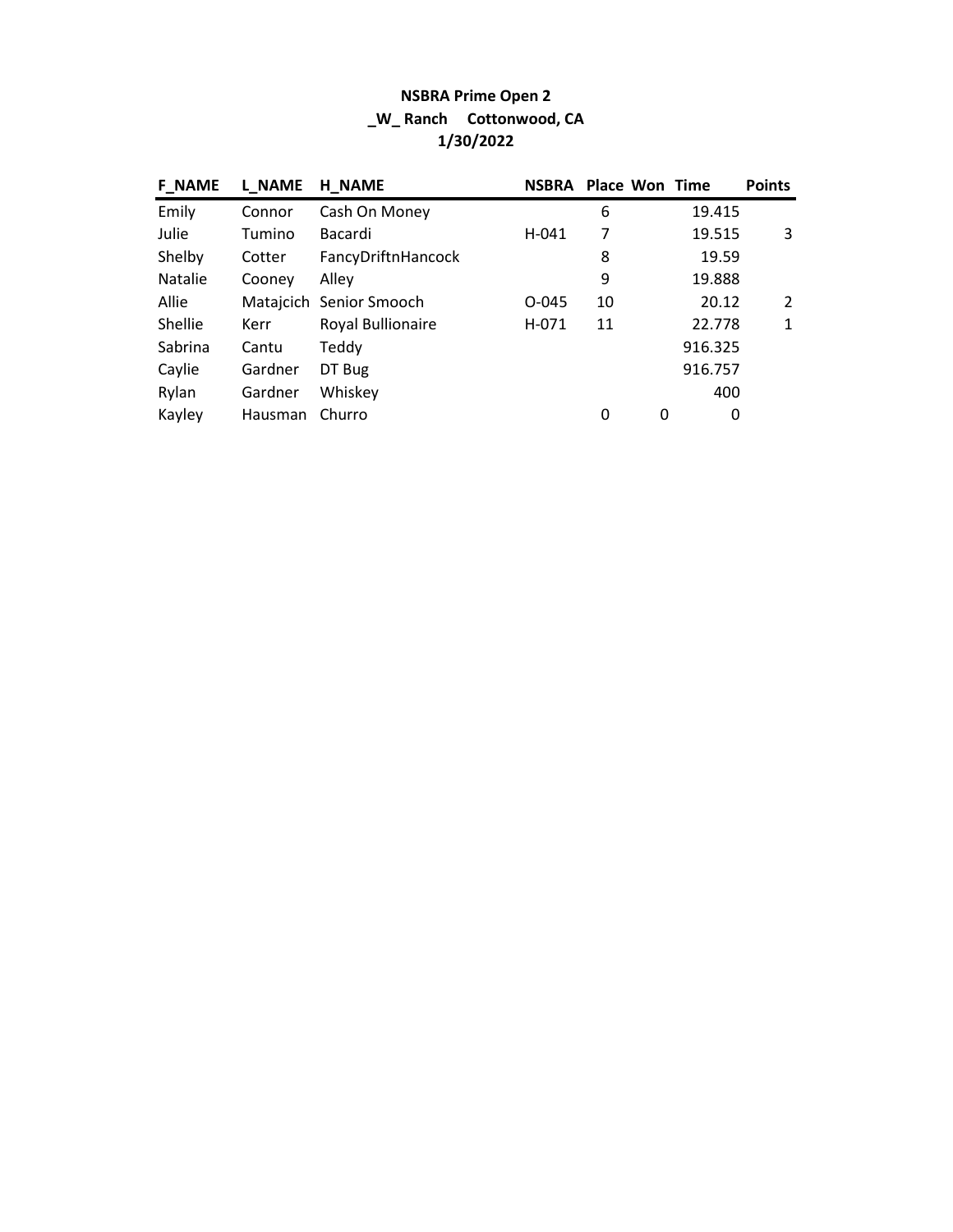**NSBRA Prime Open 2**
**_W_ Ranch Cottonwood, CA**
**1/30/2022**

| F_NAME | L_NAME | H_NAME | NSBRA | Place | Won | Time | Points |
|---|---|---|---|---|---|---|---|
| Emily | Connor | Cash On Money | | 6 | | 19.415 | |
| Julie | Tumino | Bacardi | H-041 | 7 | | 19.515 | 3 |
| Shelby | Cotter | FancyDriftnHancock | | 8 | | 19.59 | |
| Natalie | Cooney | Alley | | 9 | | 19.888 | |
| Allie | Matajcich | Senior Smooch | O-045 | 10 | | 20.12 | 2 |
| Shellie | Kerr | Royal Bullionaire | H-071 | 11 | | 22.778 | 1 |
| Sabrina | Cantu | Teddy | | | | 916.325 | |
| Caylie | Gardner | DT Bug | | | | 916.757 | |
| Rylan | Gardner | Whiskey | | | | 400 | |
| Kayley | Hausman | Churro | | 0 | 0 | 0 | |